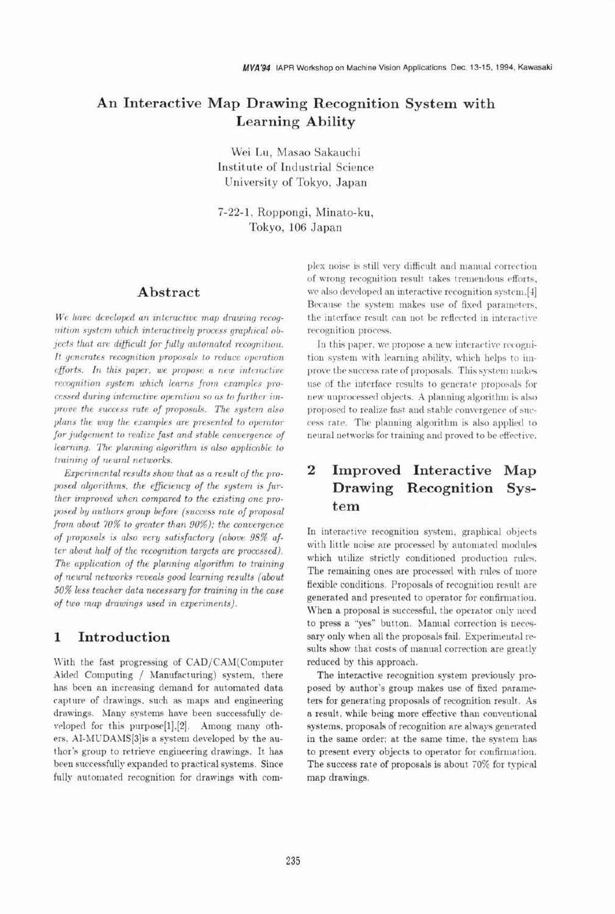# An Interactive Map Drawing Recognition System with Learning Ability

Wei Lu, Masao Sakauchi
Institute of Industrial Science
University of Tokyo, Japan

7-22-1, Roppongi, Minato-ku,
Tokyo, 106 Japan

## Abstract

*We have developed an interactive map drawing recognition system which interactively process graphical objects that are difficult for fully automated recognition. It generates recognition proposals to reduce operation efforts. In this paper, we propose a new interactive recognition system which learns from examples processed during interactive operation so as to further improve the success rate of proposals. The system also plans the way the examples are presented to operator for judgement to realize fast and stable convergence of learning. The planning algorithm is also applicable to training of neural networks.*

*Experimental results show that as a result of the proposed algorithms, the efficiency of the system is further improved when compared to the existing one proposed by authors group before (success rate of proposal from about 70% to greater than 90%); the convergence of proposals is also very satisfactory (above 98% after about half of the recognition targets are processed). The application of the planning algorithm to training of neural networks reveals good learning results (about 50% less teacher data necessary for training in the case of two map drawings used in experiments).*

## 1 Introduction

With the fast progressing of CAD/CAM(Computer Aided Computing / Manufacturing) system, there has been an increasing demand for automated data capture of drawings, such as maps and engineering drawings. Many systems have been successfully developed for this purpose[1],[2]. Among many others, AI-MUDAMS[3]is a system developed by the author's group to retrieve engineering drawings. It has been successfully expanded to practical systems. Since fully automated recognition for drawings with complex noise is still very difficult and manual correction of wrong recognition result takes tremendous efforts, we also developed an interactive recognition system.[4] Because the system makes use of fixed parameters, the interface result can not be reflected in interactive recognition process.

In this paper, we propose a new interactive recognition system with learning ability, which helps to improve the success rate of proposals. This system makes use of the interface results to generate proposals for new unprocessed objects. A planning algorithm is also proposed to realize fast and stable convergence of success rate. The planning algorithm is also applied to neural networks for training and proved to be effective.

## 2 Improved Interactive Map Drawing Recognition System

In interactive recognition system, graphical objects with little noise are processed by automated modules which utilize strictly conditioned production rules. The remaining ones are processed with rules of more flexible conditions. Proposals of recognition result are generated and presented to operator for confirmation. When a proposal is successful, the operator only need to press a "yes" button. Manual correction is necessary only when all the proposals fail. Experimental results show that costs of manual correction are greatly reduced by this approach.

The interactive recognition system previously proposed by author's group makes use of fixed parameters for generating proposals of recognition result. As a result, while being more effective than conventional systems, proposals of recognition are always generated in the same order; at the same time, the system has to present every objects to operator for confirmation. The success rate of proposals is about 70% for typical map drawings.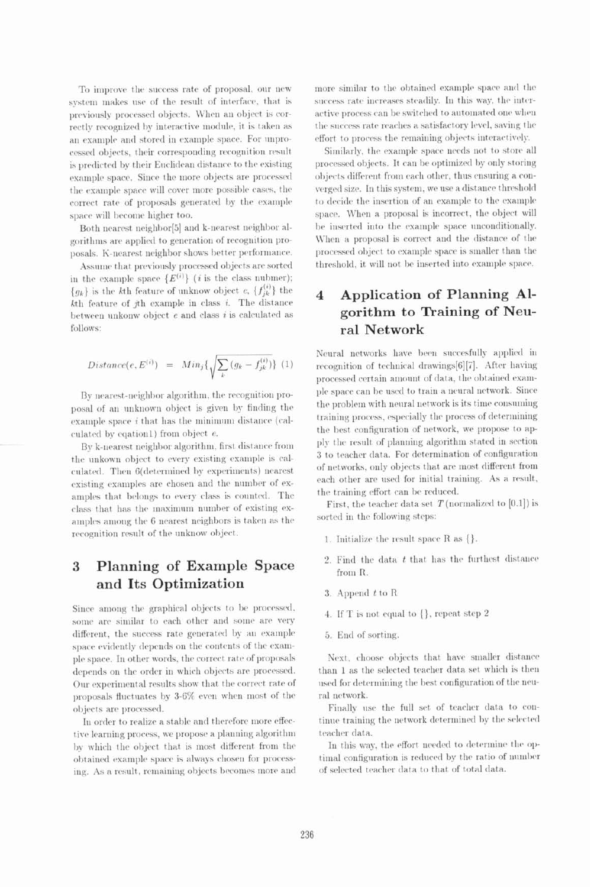To improve the success rate of proposal, our new system makes use of the result of interface, that is previously processed objects. When an object is correctly recognized by interactive module, it is taken as an example and stored in example space. For unprocessed objects, their corresponding recognition result is predicted by their Euclidean distance to the existing example space. Since the more objects are processed the example space will cover more possible cases, the correct rate of proposals generated by the example space will become higher too.

Both nearest neighbor[5] and k-nearest neighbor algorithms are applied to generation of recognition proposals. K-nearest neighbor shows better performance.

Assume that previously processed objects are sorted in the example space $\{E^{(i)}\}$ ($i$ is the class nubmer); $\{g_k\}$ is the $k$th feature of unknow object $e$, $\{f_{jk}^{(i)}\}$ the $k$th feature of $j$th example in class $i$. The distance between unkonw object $e$ and class $i$ is calculated as follows:

$$Distance(e, E^{(i)}) = Min_j\{\sqrt{\sum_k (g_k - f_{jk}^{(i)})}\} \quad (1)$$

By nearest-neighbor algorithm, the recognition proposal of an unknown object is given by finding the example space $i$ that has the minimum distance (calculated by eqation1) from object $e$.

By k-nearest neighbor algorithm, first distance from the unkown object to every existing example is calculated. Then 6(determined by experiments) nearest existing examples are chosen and the number of examples that belongs to every class is counted. The class that has the maximum number of existing examples among the 6 nearest neighbors is taken as the recognition result of the unknow object.

## 3 Planning of Example Space and Its Optimization

Since among the graphical objects to be processed, some are similar to each other and some are very different, the success rate generated by an example space evidently depends on the contents of the example space. In other words, the correct rate of proposals depends on the order in which objects are processed. Our experimental results show that the correct rate of proposals fluctuates by 3-6% even when most of the objects are processed.

In order to realize a stable and therefore more effective learning process, we propose a planning algorithm by which the object that is most different from the obtained example space is always chosen for processing. As a result, remaining objects becomes more and more similar to the obtained example space and the success rate increases steadily. In this way, the interactive process can be switched to automated one when the success rate reaches a satisfactory level, saving the effort to process the remaining objects interactively.

Similarly, the example space needs not to store all processed objects. It can be optimized by only storing objects different from each other, thus ensuring a converged size. In this system, we use a distance threshold to decide the insertion of an example to the example space. When a proposal is incorrect, the object will be inserted into the example space unconditionally. When a proposal is correct and the distance of the processed object to example space is smaller than the threshold, it will not be inserted into example space.

## 4 Application of Planning Algorithm to Training of Neural Network

Neural networks have been succesfully applied in recognition of technical drawings[6][7]. After having processed certain amount of data, the obtained example space can be used to train a neural network. Since the problem with neural network is its time consuming training process, especially the process of determining the best configuration of network, we propose to apply the result of planning algorithm stated in section 3 to teacher data. For determination of configuration of networks, only objects that are most different from each other are used for initial training. As a result, the training effort can be reduced.

First, the teacher data set $T$ (normalized to [0.1]) is sorted in the following steps:

1. Initialize the result space R as {}.
2. Find the data $t$ that has the furthest distance from R.
3. Append $t$ to R
4. If T is not equal to {}, repeat step 2
5. End of sorting.

Next, choose objects that have smaller distance than 1 as the selected teacher data set which is then used for determining the best configuration of the neural network.

Finally use the full set of teacher data to continue training the network determined by the selected teacher data.

In this way, the effort needed to determine the optimal configuration is reduced by the ratio of number of selected teacher data to that of total data.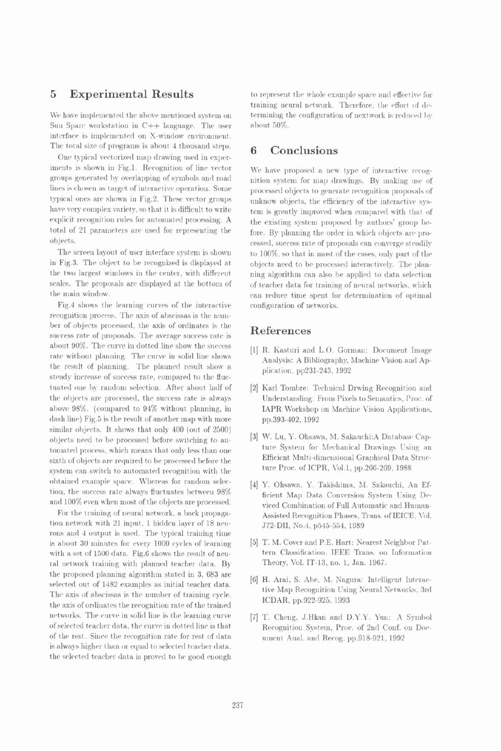## 5 Experimental Results

We have implemented the above mentioned system on Sun Sparc workstation in C++ language. The user interface is implemented on X-window environment. The total size of programs is about 4 thousand steps.

One typical vectorized map drawing used in experiments is shown in Fig.1. Recognition of line vector groups generated by overlapping of symbols and road lines is chosen as target of interactive operation. Some typical ones are shown in Fig.2. These vector groups have very complex variety, so that it is difficult to write explicit recognition rules for automated processing. A total of 21 parameters are used for representing the objects.

The screen layout of user interface system is shown in Fig.3. The object to be recognized is displayed at the two largest windows in the center, with different scales. The proposals are displayed at the bottom of the main window.

Fig.4 shows the learning curves of the interactive recognition process. The axis of abscissas is the number of objects processed, the axis of ordinates is the success rate of proposals. The average success rate is about 90%. The curve in dotted line show the success rate without planning. The curve in solid line shows the result of planning. The planned result show a steady increase of success rate, compared to the fluctuated one by random selection. After about half of the objects are processed, the success rate is always above 98%. (compared to 94% without planning, in dash line) Fig.5 is the result of another map with more similar objects. It shows that only 400 (out of 2500) objects need to be processed before switching to automated process, which means that only less than one sixth of objects are required to be processed before the system can switch to automated recognition with the obtained example space. Whereas for random selection, the success rate always fluctuates between 98% and 100% even when most of the objects are processed.

For the training of neural network, a back propagation network with 21 input, 1 hidden layer of 18 neurons and 4 output is used. The typical training time is about 30 minutes for every 1000 cycles of learning with a set of 1500 data. Fig.6 shows the result of neural network training with planned teacher data. By the proposed planning algorithm stated in 3, 683 are selected out of 1482 examples as initial teacher data. The axis of abscissas is the number of training cycle, the axis of ordinates the recognition rate of the trained networks. The curve in solid line is the learning curve of selected teacher data, the curve in dotted line is that of the rest. Since the recognition rate for rest of data is always higher than or equal to selected teacher data, the selected teacher data is proved to be good enough to represent the whole example space and effective for training neural network. Therefore, the effort of determining the configuration of nextwork is reduced by about 50%.

## 6 Conclusions

We have proposed a new type of interactive recognition system for map drawings. By making use of processed objects to generate recognition proposals of unknow objects, the efficiency of the interactive system is greatly improved when compared with that of the existing system proposed by authors' group before. By planning the order in which objects are processed, success rate of proposals can converge steadily to 100%, so that in most of the cases, only part of the objects need to be processed interactively. The planning algorithm can also be applied to data selection of teacher data for training of neural networks, which can reduce time spent for determination of optimal configuration of networks.

## References

[1] R. Kasturi and L.O. Gorman: Document Image Analysis: A Bibliography, Machine Vision and Application, pp231-243, 1992

[2] Karl Tombre: Technical Drwing Recognition and Understanding: From Pixels to Semantics, Proc. of IAPR Workshop on Machine Vision Applications, pp.393-402, 1992

[3] W. Lu, Y. Ohsawa, M. Sakauchi:A Database Capture System for Mechanical Drawings Using an Efficient Multi-dimensional Graphical Data Structure Proc. of ICPR, Vol.1, pp.266-269, 1988

[4] Y. Ohsawa, Y. Takishima, M. Sakauchi, An Efficient Map Data Conversion System Using Deviced Combination of Full Automatic and Human-Assisted Recognition Phases, Trans. of IEICE, Vol. J72-DII, No.4, p545-554, 1989

[5] T. M. Cover and P.E. Hart: Nearest Neighbor Pattern Classification. IEEE Trans. on Information Theory, Vol. IT-13, no. 1, Jan. 1967.

[6] H. Arai, S. Abe, M. Nagura: Intelligent Interactive Map Recognition Using Neural Networks, 3rd ICDAR, pp.922-925, 1993

[7] T. Cheng, J.Hkan and D.Y.Y. Yun: A Symbol Recognition System, Proc. of 2nd Conf. on Document Anal. and Recog. pp.918-921, 1992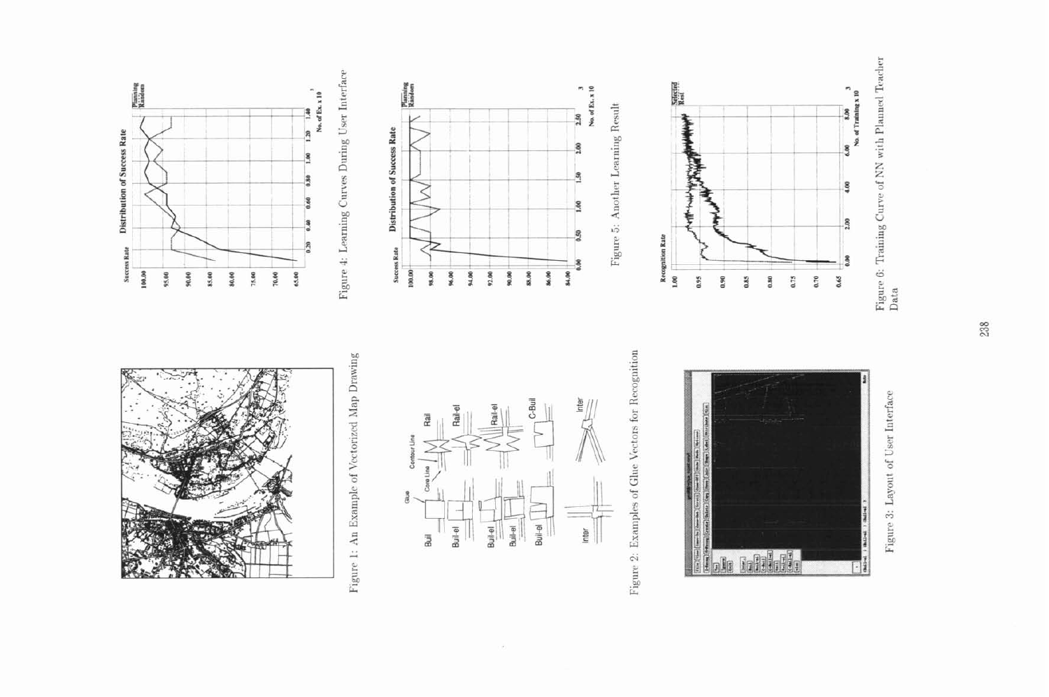Figure 1: An Example of Vectorized Map Drawing

Glue
Contour Line
Core Line
Buil
Rail
Buil-el
Rail-el
Buil-el
Rail-el
Buil-el
C-Buil
Buil-el
Inter
Inter

Figure 2: Examples of Glue Vectors for Recognition

Figure 3: Layout of User Interface

Distribution of Success Rate
Success Rate
Planning
Random
100.00
95.00
90.00
85.00
80.00
75.00
70.00
65.00
0.20 0.40 0.60 0.80 1.00 1.20 1.40
No. of Ex. x 10

Figure 4: Learning Curves During User Interface

Distribution of Success Rate
Success Rate
Planning
Random
100.00
98.00
96.00
94.00
92.00
90.00
88.00
86.00
84.00
0.00 0.50 1.00 1.50 2.00 2.50
No. of Ex. x 10^3

Figure 5: Another Learning Result

Recognition Rate
Selected
Rest
1.00
0.95
0.90
0.85
0.80
0.75
0.70
0.65
0.00 2.00 4.00 6.00 8.00
No. of Training x 10^3

Figure 6: Training Curve of NN with Planned Teacher Data